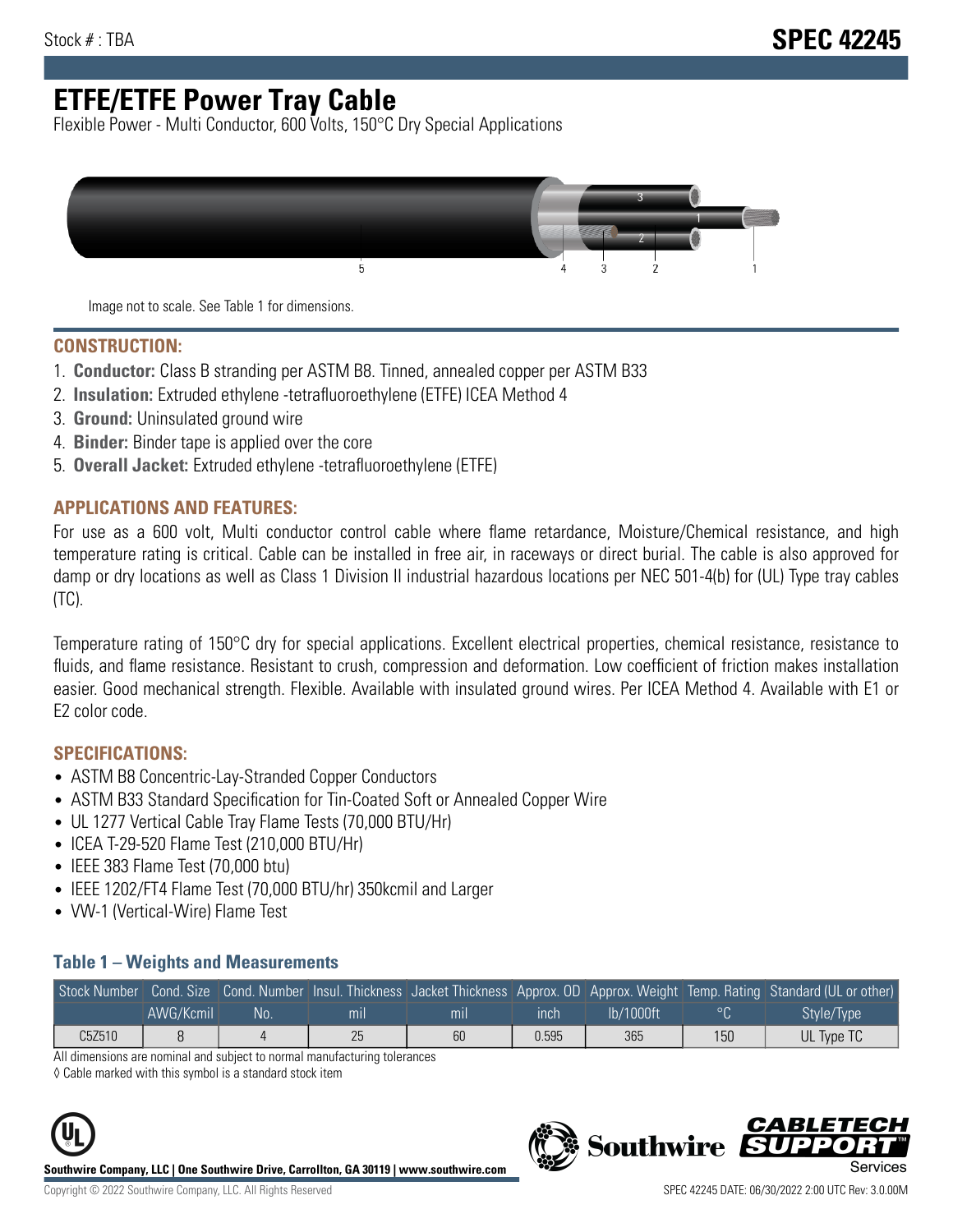Stock # : TBA

# SPEC 42245

# ETFE/ETFE Power Tray Cable

Flexible Power - Multi Conductor, 600 Volts, 150°C Dry Special Applications

Image not to scale. See Table 1 for dimensions.

## CONSTRUCTION:

1. **Conductor:** Class B stranding per ASTM B8. Tinned, annealed copper per ASTM B33
2. **Insulation:** Extruded ethylene -tetrafluoroethylene (ETFE) ICEA Method 4
3. **Ground:** Uninsulated ground wire
4. **Binder:** Binder tape is applied over the core
5. **Overall Jacket:** Extruded ethylene -tetrafluoroethylene (ETFE)

## APPLICATIONS AND FEATURES:

For use as a 600 volt, Multi conductor control cable where flame retardance, Moisture/Chemical resistance, and high temperature rating is critical. Cable can be installed in free air, in raceways or direct burial. The cable is also approved for damp or dry locations as well as Class 1 Division II industrial hazardous locations per NEC 501-4(b) for (UL) Type tray cables (TC).

Temperature rating of 150°C dry for special applications. Excellent electrical properties, chemical resistance, resistance to fluids, and flame resistance. Resistant to crush, compression and deformation. Low coefficient of friction makes installation easier. Good mechanical strength. Flexible. Available with insulated ground wires. Per ICEA Method 4. Available with E1 or E2 color code.

## SPECIFICATIONS:

- ASTM B8 Concentric-Lay-Stranded Copper Conductors
- ASTM B33 Standard Specification for Tin-Coated Soft or Annealed Copper Wire
- UL 1277 Vertical Cable Tray Flame Tests (70,000 BTU/Hr)
- ICEA T-29-520 Flame Test (210,000 BTU/Hr)
- IEEE 383 Flame Test (70,000 btu)
- IEEE 1202/FT4 Flame Test (70,000 BTU/hr) 350kcmil and Larger
- VW-1 (Vertical-Wire) Flame Test

### Table 1 – Weights and Measurements

| Stock Number | Cond. Size | Cond. Number | Insul. Thickness | Jacket Thickness | Approx. OD | Approx. Weight | Temp. Rating | Standard (UL or other) |
|---|---|---|---|---|---|---|---|---|
| | AWG/Kcmil | No. | mil | mil | inch | lb/1000ft | °C | Style/Type |
| C5Z510 | 8 | 4 | 25 | 60 | 0.595 | 365 | 150 | UL Type TC |

All dimensions are nominal and subject to normal manufacturing tolerances

◊ Cable marked with this symbol is a standard stock item

**Southwire Company, LLC | One Southwire Drive, Carrollton, GA 30119 | www.southwire.com**

Copyright © 2022 Southwire Company, LLC. All Rights Reserved

SPEC 42245 DATE: 06/30/2022 2:00 UTC Rev: 3.0.00M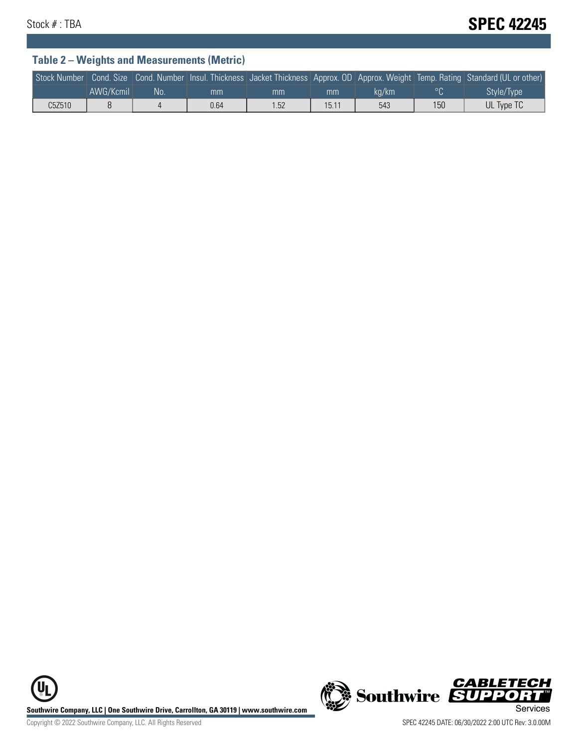### Table 2 – Weights and Measurements (Metric)

| Stock Number | Cond. Size | Cond. Number | Insul. Thickness | Jacket Thickness | Approx. OD | Approx. Weight | Temp. Rating | Standard (UL or other) |
|---|---|---|---|---|---|---|---|---|
| | AWG/Kcmil | No. | mm | mm | mm | kg/km | °C | Style/Type |
| C5Z510 | 8 | 4 | 0.64 | 1.52 | 15.11 | 543 | 150 | UL Type TC |

**Southwire Company, LLC | One Southwire Drive, Carrollton, GA 30119 | www.southwire.com**

Copyright © 2022 Southwire Company, LLC. All Rights Reserved

SPEC 42245 DATE: 06/30/2022 2:00 UTC Rev: 3.0.00M